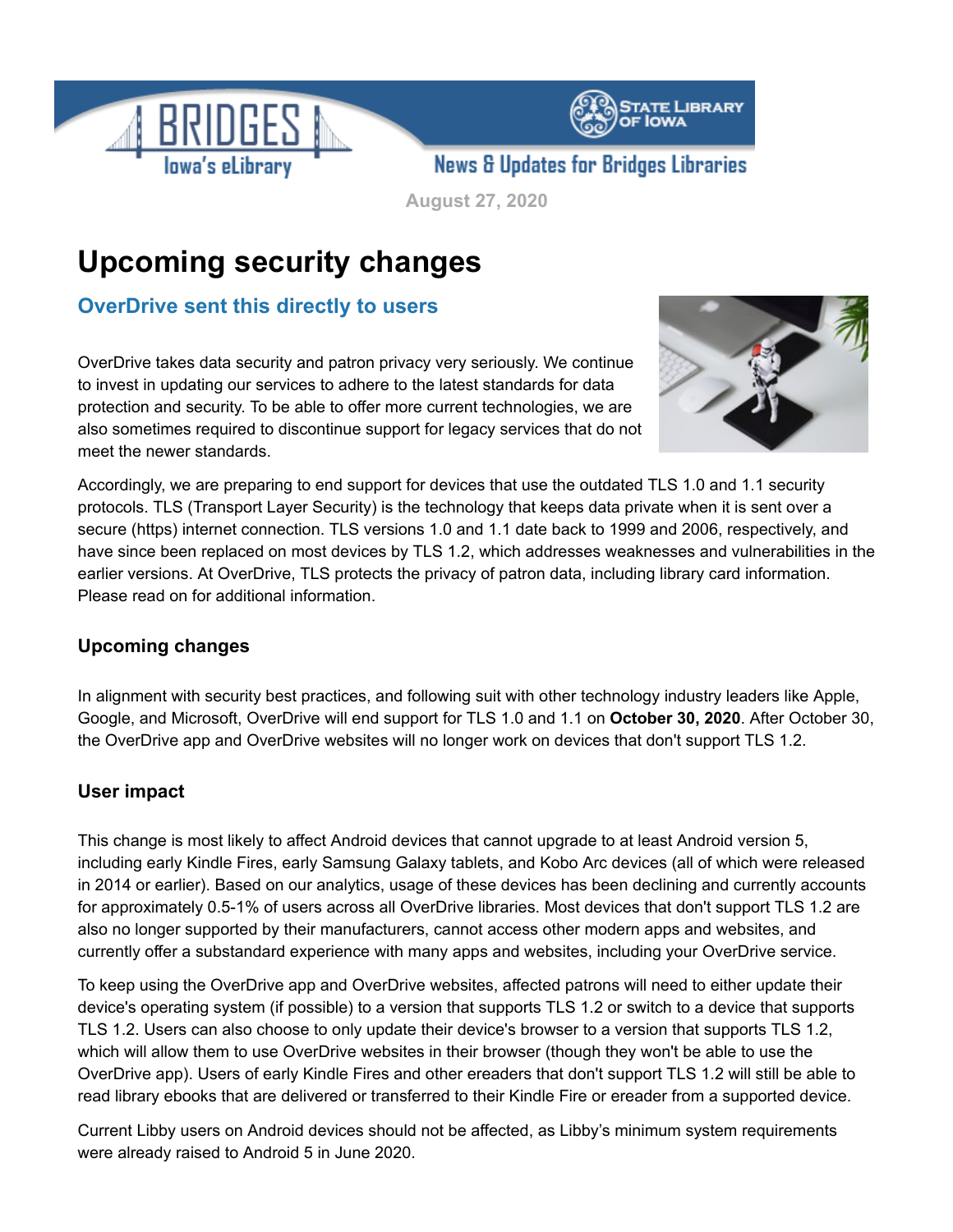BRIDGES Iowa's eLibrary

STATE LIBRARY OF IOWA

News & Updates for Bridges Libraries

August 27, 2020

# Upcoming security changes

## OverDrive sent this directly to users

OverDrive takes data security and patron privacy very seriously. We continue to invest in updating our services to adhere to the latest standards for data protection and security. To be able to offer more current technologies, we are also sometimes required to discontinue support for legacy services that do not meet the newer standards.

Accordingly, we are preparing to end support for devices that use the outdated TLS 1.0 and 1.1 security protocols. TLS (Transport Layer Security) is the technology that keeps data private when it is sent over a secure (https) internet connection. TLS versions 1.0 and 1.1 date back to 1999 and 2006, respectively, and have since been replaced on most devices by TLS 1.2, which addresses weaknesses and vulnerabilities in the earlier versions. At OverDrive, TLS protects the privacy of patron data, including library card information. Please read on for additional information.

### Upcoming changes

In alignment with security best practices, and following suit with other technology industry leaders like Apple, Google, and Microsoft, OverDrive will end support for TLS 1.0 and 1.1 on **October 30, 2020**. After October 30, the OverDrive app and OverDrive websites will no longer work on devices that don't support TLS 1.2.

### User impact

This change is most likely to affect Android devices that cannot upgrade to at least Android version 5, including early Kindle Fires, early Samsung Galaxy tablets, and Kobo Arc devices (all of which were released in 2014 or earlier). Based on our analytics, usage of these devices has been declining and currently accounts for approximately 0.5-1% of users across all OverDrive libraries. Most devices that don't support TLS 1.2 are also no longer supported by their manufacturers, cannot access other modern apps and websites, and currently offer a substandard experience with many apps and websites, including your OverDrive service.

To keep using the OverDrive app and OverDrive websites, affected patrons will need to either update their device's operating system (if possible) to a version that supports TLS 1.2 or switch to a device that supports TLS 1.2. Users can also choose to only update their device's browser to a version that supports TLS 1.2, which will allow them to use OverDrive websites in their browser (though they won't be able to use the OverDrive app). Users of early Kindle Fires and other ereaders that don't support TLS 1.2 will still be able to read library ebooks that are delivered or transferred to their Kindle Fire or ereader from a supported device.

Current Libby users on Android devices should not be affected, as Libby's minimum system requirements were already raised to Android 5 in June 2020.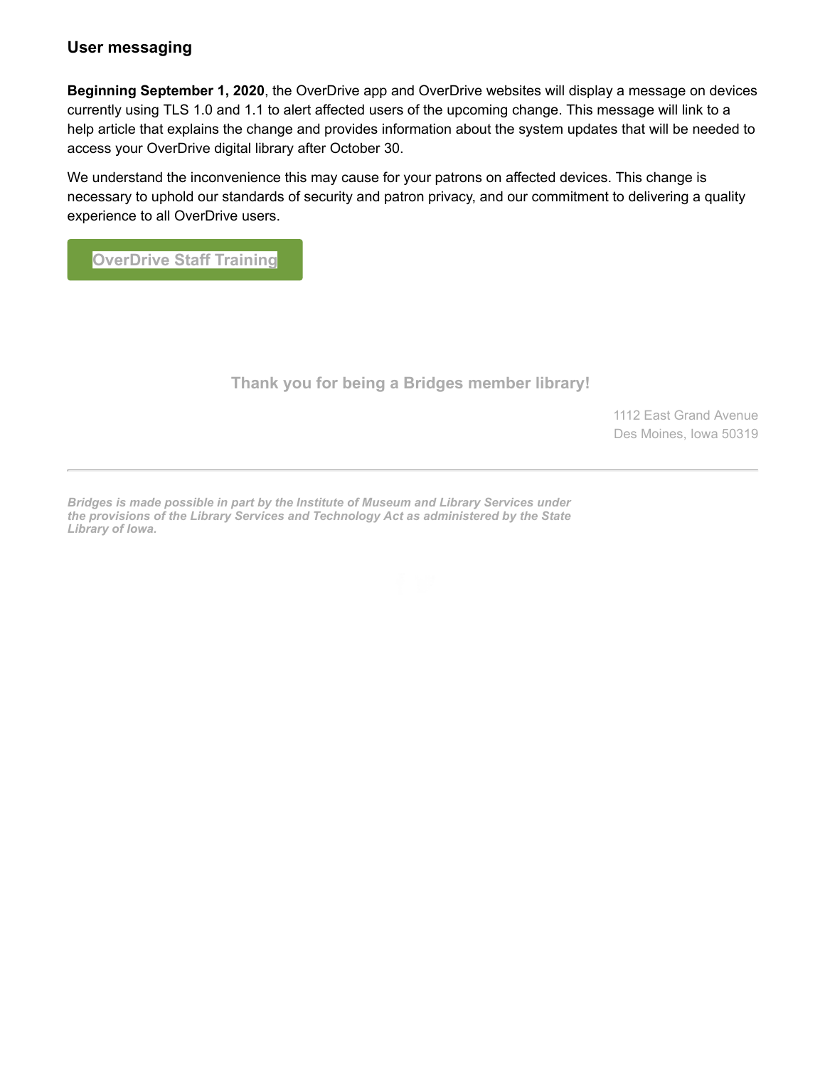### User messaging

**Beginning September 1, 2020**, the OverDrive app and OverDrive websites will display a message on devices currently using TLS 1.0 and 1.1 to alert affected users of the upcoming change. This message will link to a help article that explains the change and provides information about the system updates that will be needed to access your OverDrive digital library after October 30.

We understand the inconvenience this may cause for your patrons on affected devices. This change is necessary to uphold our standards of security and patron privacy, and our commitment to delivering a quality experience to all OverDrive users.

**OverDrive Staff Training**

**Thank you for being a Bridges member library!**

1112 East Grand Avenue
Des Moines, Iowa 50319

---

***Bridges is made possible in part by the Institute of Museum and Library Services under the provisions of the Library Services and Technology Act as administered by the State Library of Iowa.***